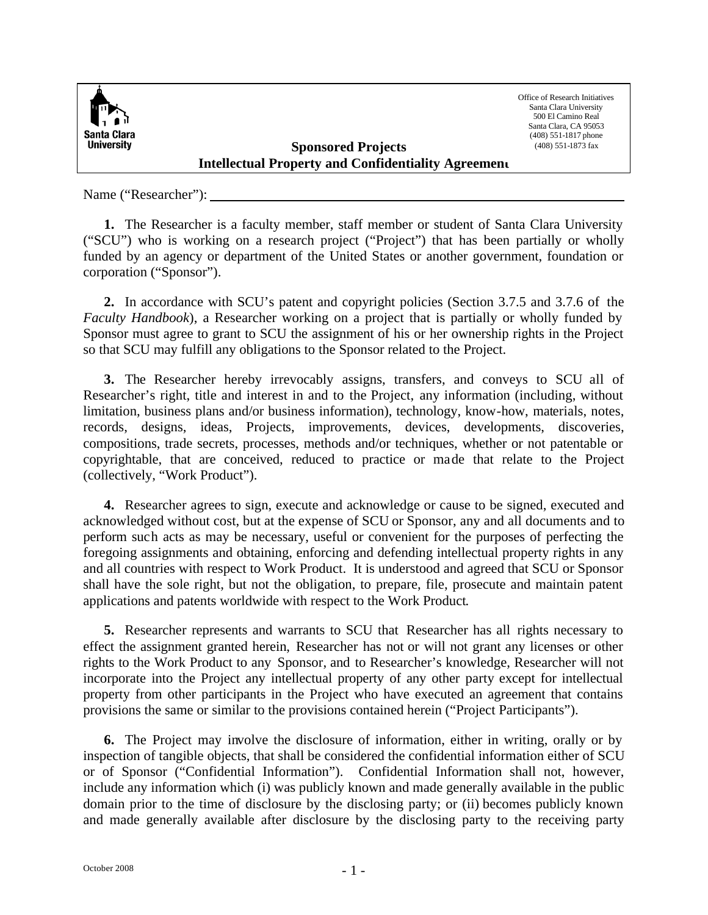Santa Clara University

Office of Research Initiatives
Santa Clara University
500 El Camino Real
Santa Clara, CA 95053
(408) 551-1817 phone
(408) 551-1873 fax

# Sponsored Projects
# Intellectual Property and Confidentiality Agreement

Name ("Researcher"): ____________________________________________

**1.** The Researcher is a faculty member, staff member or student of Santa Clara University ("SCU") who is working on a research project ("Project") that has been partially or wholly funded by an agency or department of the United States or another government, foundation or corporation ("Sponsor").

**2.** In accordance with SCU's patent and copyright policies (Section 3.7.5 and 3.7.6 of the *Faculty Handbook*), a Researcher working on a project that is partially or wholly funded by Sponsor must agree to grant to SCU the assignment of his or her ownership rights in the Project so that SCU may fulfill any obligations to the Sponsor related to the Project.

**3.** The Researcher hereby irrevocably assigns, transfers, and conveys to SCU all of Researcher's right, title and interest in and to the Project, any information (including, without limitation, business plans and/or business information), technology, know-how, materials, notes, records, designs, ideas, Projects, improvements, devices, developments, discoveries, compositions, trade secrets, processes, methods and/or techniques, whether or not patentable or copyrightable, that are conceived, reduced to practice or made that relate to the Project (collectively, "Work Product").

**4.** Researcher agrees to sign, execute and acknowledge or cause to be signed, executed and acknowledged without cost, but at the expense of SCU or Sponsor, any and all documents and to perform such acts as may be necessary, useful or convenient for the purposes of perfecting the foregoing assignments and obtaining, enforcing and defending intellectual property rights in any and all countries with respect to Work Product. It is understood and agreed that SCU or Sponsor shall have the sole right, but not the obligation, to prepare, file, prosecute and maintain patent applications and patents worldwide with respect to the Work Product.

**5.** Researcher represents and warrants to SCU that Researcher has all rights necessary to effect the assignment granted herein, Researcher has not or will not grant any licenses or other rights to the Work Product to any Sponsor, and to Researcher's knowledge, Researcher will not incorporate into the Project any intellectual property of any other party except for intellectual property from other participants in the Project who have executed an agreement that contains provisions the same or similar to the provisions contained herein ("Project Participants").

**6.** The Project may involve the disclosure of information, either in writing, orally or by inspection of tangible objects, that shall be considered the confidential information either of SCU or of Sponsor ("Confidential Information"). Confidential Information shall not, however, include any information which (i) was publicly known and made generally available in the public domain prior to the time of disclosure by the disclosing party; or (ii) becomes publicly known and made generally available after disclosure by the disclosing party to the receiving party

October 2008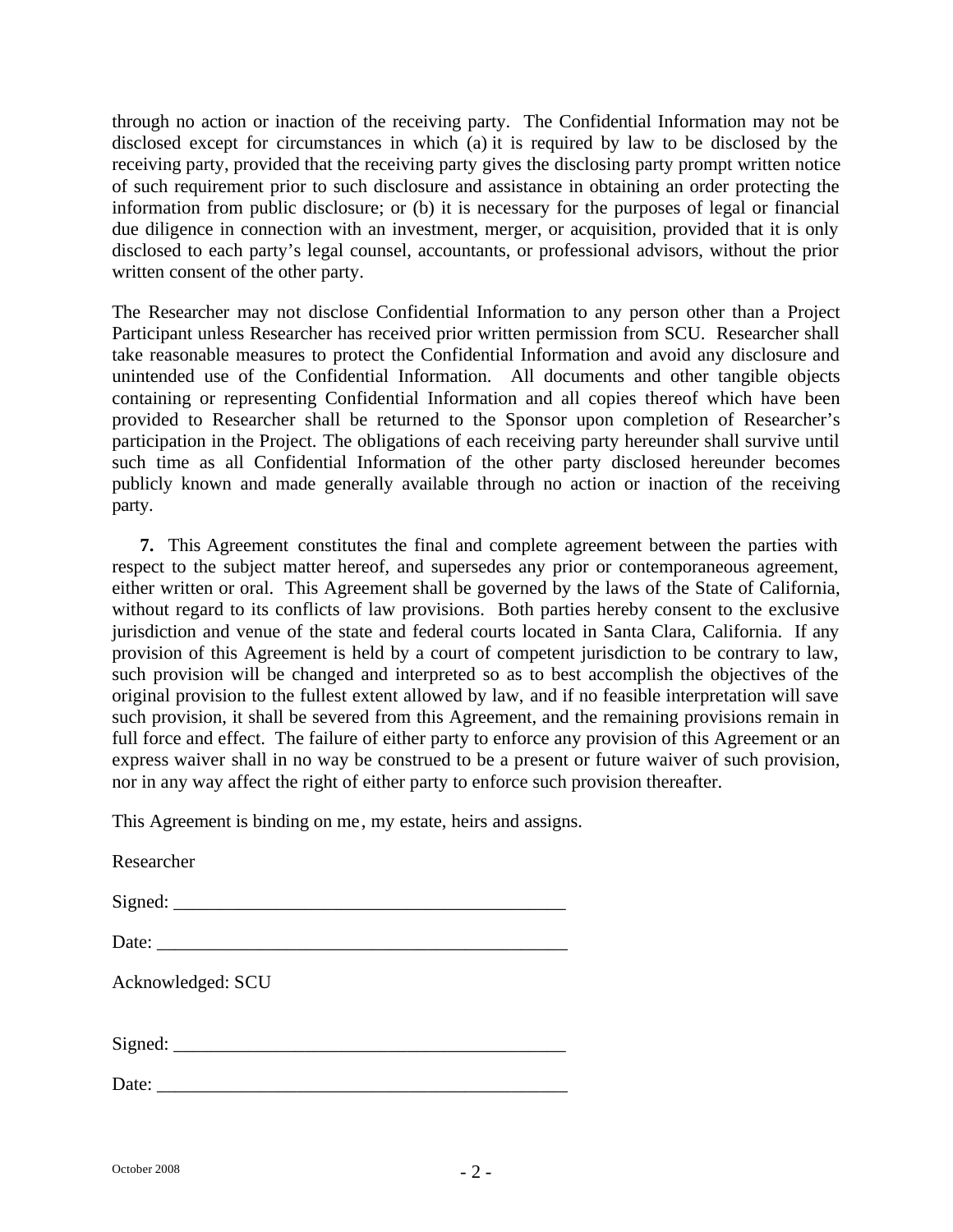through no action or inaction of the receiving party. The Confidential Information may not be disclosed except for circumstances in which (a) it is required by law to be disclosed by the receiving party, provided that the receiving party gives the disclosing party prompt written notice of such requirement prior to such disclosure and assistance in obtaining an order protecting the information from public disclosure; or (b) it is necessary for the purposes of legal or financial due diligence in connection with an investment, merger, or acquisition, provided that it is only disclosed to each party's legal counsel, accountants, or professional advisors, without the prior written consent of the other party.

The Researcher may not disclose Confidential Information to any person other than a Project Participant unless Researcher has received prior written permission from SCU. Researcher shall take reasonable measures to protect the Confidential Information and avoid any disclosure and unintended use of the Confidential Information. All documents and other tangible objects containing or representing Confidential Information and all copies thereof which have been provided to Researcher shall be returned to the Sponsor upon completion of Researcher's participation in the Project. The obligations of each receiving party hereunder shall survive until such time as all Confidential Information of the other party disclosed hereunder becomes publicly known and made generally available through no action or inaction of the receiving party.

**7.** This Agreement constitutes the final and complete agreement between the parties with respect to the subject matter hereof, and supersedes any prior or contemporaneous agreement, either written or oral. This Agreement shall be governed by the laws of the State of California, without regard to its conflicts of law provisions. Both parties hereby consent to the exclusive jurisdiction and venue of the state and federal courts located in Santa Clara, California. If any provision of this Agreement is held by a court of competent jurisdiction to be contrary to law, such provision will be changed and interpreted so as to best accomplish the objectives of the original provision to the fullest extent allowed by law, and if no feasible interpretation will save such provision, it shall be severed from this Agreement, and the remaining provisions remain in full force and effect. The failure of either party to enforce any provision of this Agreement or an express waiver shall in no way be construed to be a present or future waiver of such provision, nor in any way affect the right of either party to enforce such provision thereafter.

This Agreement is binding on me, my estate, heirs and assigns.

Researcher

Signed: ___________________________________________

Date: _____________________________________________

Acknowledged: SCU

Signed: ___________________________________________

Date: _____________________________________________